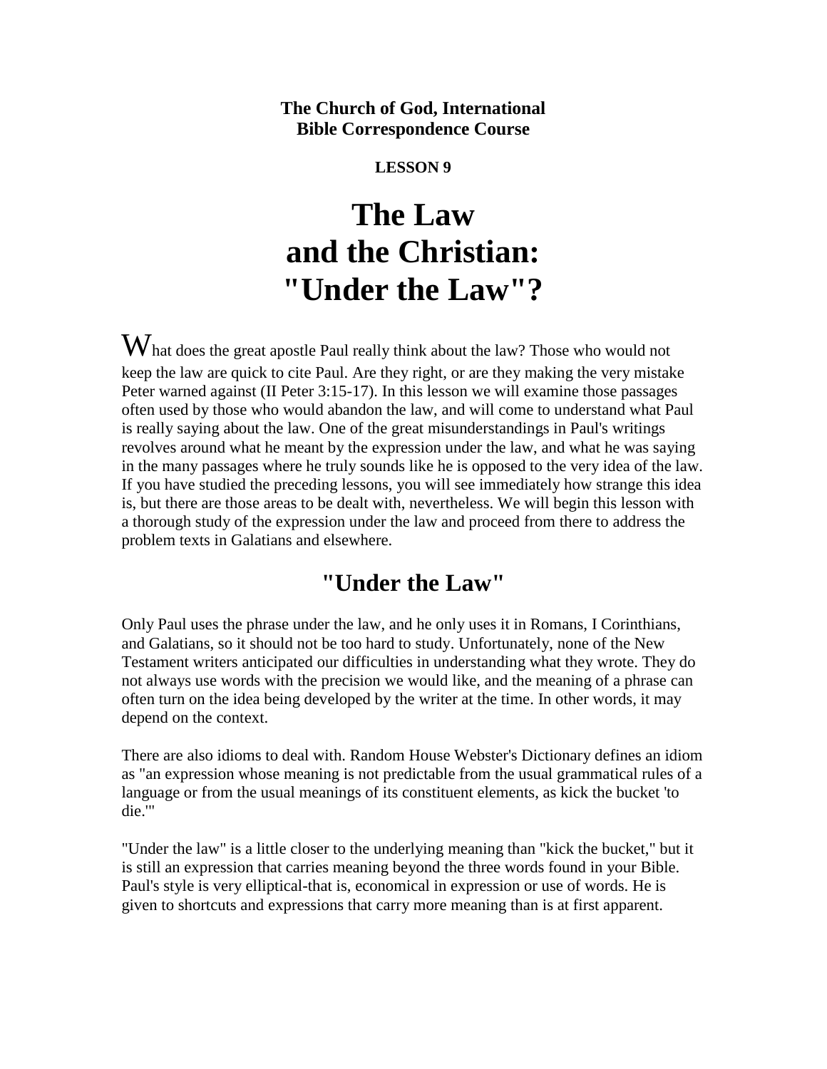**The Church of God, International**
**Bible Correspondence Course**

**LESSON 9**

# The Law and the Christian: "Under the Law"?

What does the great apostle Paul really think about the law? Those who would not keep the law are quick to cite Paul. Are they right, or are they making the very mistake Peter warned against (II Peter 3:15-17). In this lesson we will examine those passages often used by those who would abandon the law, and will come to understand what Paul is really saying about the law. One of the great misunderstandings in Paul's writings revolves around what he meant by the expression under the law, and what he was saying in the many passages where he truly sounds like he is opposed to the very idea of the law. If you have studied the preceding lessons, you will see immediately how strange this idea is, but there are those areas to be dealt with, nevertheless. We will begin this lesson with a thorough study of the expression under the law and proceed from there to address the problem texts in Galatians and elsewhere.

## "Under the Law"

Only Paul uses the phrase under the law, and he only uses it in Romans, I Corinthians, and Galatians, so it should not be too hard to study. Unfortunately, none of the New Testament writers anticipated our difficulties in understanding what they wrote. They do not always use words with the precision we would like, and the meaning of a phrase can often turn on the idea being developed by the writer at the time. In other words, it may depend on the context.

There are also idioms to deal with. Random House Webster's Dictionary defines an idiom as "an expression whose meaning is not predictable from the usual grammatical rules of a language or from the usual meanings of its constituent elements, as kick the bucket 'to die.'"

"Under the law" is a little closer to the underlying meaning than "kick the bucket," but it is still an expression that carries meaning beyond the three words found in your Bible. Paul's style is very elliptical-that is, economical in expression or use of words. He is given to shortcuts and expressions that carry more meaning than is at first apparent.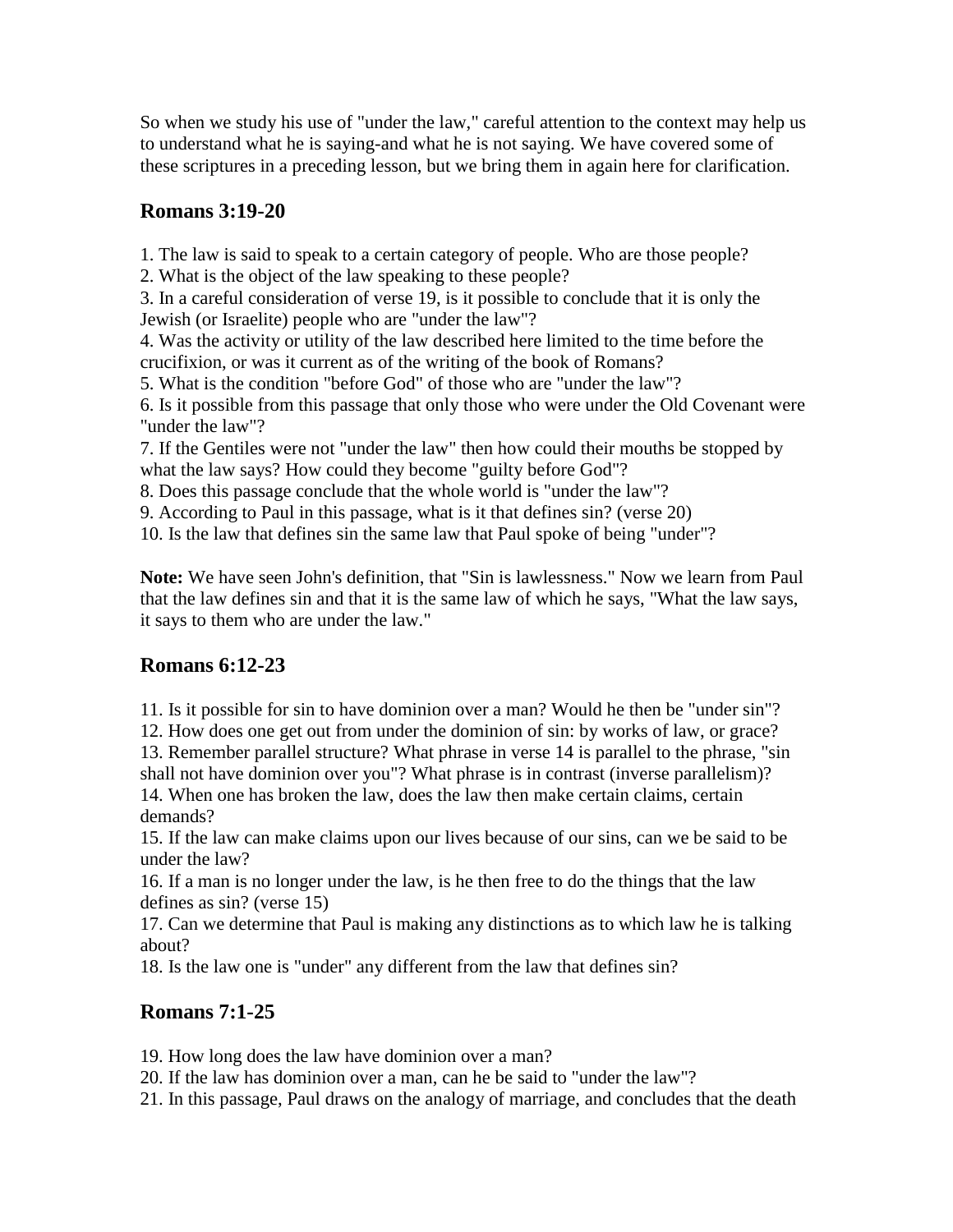So when we study his use of "under the law," careful attention to the context may help us to understand what he is saying-and what he is not saying. We have covered some of these scriptures in a preceding lesson, but we bring them in again here for clarification.

## Romans 3:19-20

1. The law is said to speak to a certain category of people. Who are those people?
2. What is the object of the law speaking to these people?
3. In a careful consideration of verse 19, is it possible to conclude that it is only the Jewish (or Israelite) people who are "under the law"?
4. Was the activity or utility of the law described here limited to the time before the crucifixion, or was it current as of the writing of the book of Romans?
5. What is the condition "before God" of those who are "under the law"?
6. Is it possible from this passage that only those who were under the Old Covenant were "under the law"?
7. If the Gentiles were not "under the law" then how could their mouths be stopped by what the law says? How could they become "guilty before God"?
8. Does this passage conclude that the whole world is "under the law"?
9. According to Paul in this passage, what is it that defines sin? (verse 20)
10. Is the law that defines sin the same law that Paul spoke of being "under"?

**Note:** We have seen John's definition, that "Sin is lawlessness." Now we learn from Paul that the law defines sin and that it is the same law of which he says, "What the law says, it says to them who are under the law."

## Romans 6:12-23

11. Is it possible for sin to have dominion over a man? Would he then be "under sin"?
12. How does one get out from under the dominion of sin: by works of law, or grace?
13. Remember parallel structure? What phrase in verse 14 is parallel to the phrase, "sin shall not have dominion over you"? What phrase is in contrast (inverse parallelism)?
14. When one has broken the law, does the law then make certain claims, certain demands?
15. If the law can make claims upon our lives because of our sins, can we be said to be under the law?
16. If a man is no longer under the law, is he then free to do the things that the law defines as sin? (verse 15)
17. Can we determine that Paul is making any distinctions as to which law he is talking about?
18. Is the law one is "under" any different from the law that defines sin?

## Romans 7:1-25

19. How long does the law have dominion over a man?
20. If the law has dominion over a man, can he be said to "under the law"?
21. In this passage, Paul draws on the analogy of marriage, and concludes that the death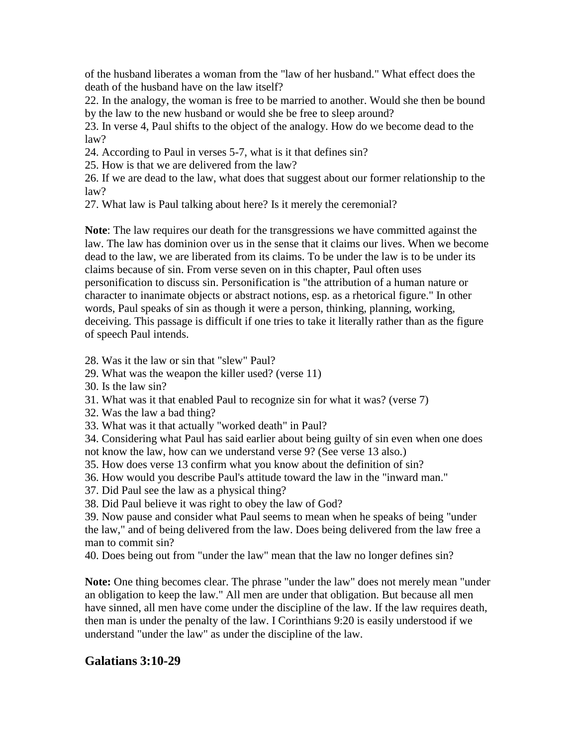of the husband liberates a woman from the "law of her husband." What effect does the death of the husband have on the law itself?

22. In the analogy, the woman is free to be married to another. Would she then be bound by the law to the new husband or would she be free to sleep around?
23. In verse 4, Paul shifts to the object of the analogy. How do we become dead to the law?
24. According to Paul in verses 5-7, what is it that defines sin?
25. How is that we are delivered from the law?
26. If we are dead to the law, what does that suggest about our former relationship to the law?
27. What law is Paul talking about here? Is it merely the ceremonial?

**Note**: The law requires our death for the transgressions we have committed against the law. The law has dominion over us in the sense that it claims our lives. When we become dead to the law, we are liberated from its claims. To be under the law is to be under its claims because of sin. From verse seven on in this chapter, Paul often uses personification to discuss sin. Personification is "the attribution of a human nature or character to inanimate objects or abstract notions, esp. as a rhetorical figure." In other words, Paul speaks of sin as though it were a person, thinking, planning, working, deceiving. This passage is difficult if one tries to take it literally rather than as the figure of speech Paul intends.

28. Was it the law or sin that "slew" Paul?
29. What was the weapon the killer used? (verse 11)
30. Is the law sin?
31. What was it that enabled Paul to recognize sin for what it was? (verse 7)
32. Was the law a bad thing?
33. What was it that actually "worked death" in Paul?
34. Considering what Paul has said earlier about being guilty of sin even when one does not know the law, how can we understand verse 9? (See verse 13 also.)
35. How does verse 13 confirm what you know about the definition of sin?
36. How would you describe Paul's attitude toward the law in the "inward man."
37. Did Paul see the law as a physical thing?
38. Did Paul believe it was right to obey the law of God?
39. Now pause and consider what Paul seems to mean when he speaks of being "under the law," and of being delivered from the law. Does being delivered from the law free a man to commit sin?
40. Does being out from "under the law" mean that the law no longer defines sin?

**Note:** One thing becomes clear. The phrase "under the law" does not merely mean "under an obligation to keep the law." All men are under that obligation. But because all men have sinned, all men have come under the discipline of the law. If the law requires death, then man is under the penalty of the law. I Corinthians 9:20 is easily understood if we understand "under the law" as under the discipline of the law.

## Galatians 3:10-29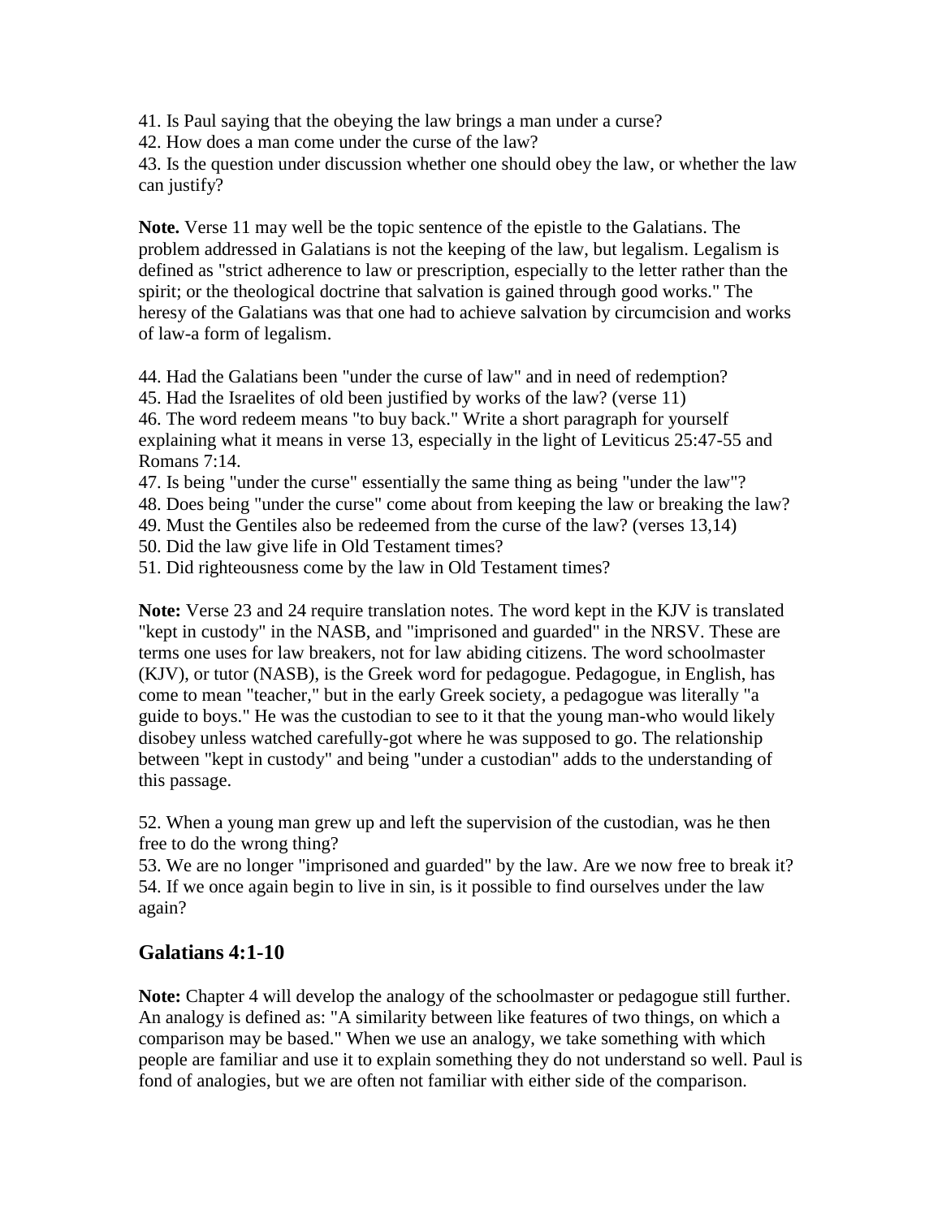41. Is Paul saying that the obeying the law brings a man under a curse?
42. How does a man come under the curse of the law?
43. Is the question under discussion whether one should obey the law, or whether the law can justify?

**Note.** Verse 11 may well be the topic sentence of the epistle to the Galatians. The problem addressed in Galatians is not the keeping of the law, but legalism. Legalism is defined as "strict adherence to law or prescription, especially to the letter rather than the spirit; or the theological doctrine that salvation is gained through good works." The heresy of the Galatians was that one had to achieve salvation by circumcision and works of law-a form of legalism.

44. Had the Galatians been "under the curse of law" and in need of redemption?
45. Had the Israelites of old been justified by works of the law? (verse 11)
46. The word redeem means "to buy back." Write a short paragraph for yourself explaining what it means in verse 13, especially in the light of Leviticus 25:47-55 and Romans 7:14.
47. Is being "under the curse" essentially the same thing as being "under the law"?
48. Does being "under the curse" come about from keeping the law or breaking the law?
49. Must the Gentiles also be redeemed from the curse of the law? (verses 13,14)
50. Did the law give life in Old Testament times?
51. Did righteousness come by the law in Old Testament times?

**Note:** Verse 23 and 24 require translation notes. The word kept in the KJV is translated "kept in custody" in the NASB, and "imprisoned and guarded" in the NRSV. These are terms one uses for law breakers, not for law abiding citizens. The word schoolmaster (KJV), or tutor (NASB), is the Greek word for pedagogue. Pedagogue, in English, has come to mean "teacher," but in the early Greek society, a pedagogue was literally "a guide to boys." He was the custodian to see to it that the young man-who would likely disobey unless watched carefully-got where he was supposed to go. The relationship between "kept in custody" and being "under a custodian" adds to the understanding of this passage.

52. When a young man grew up and left the supervision of the custodian, was he then free to do the wrong thing?
53. We are no longer "imprisoned and guarded" by the law. Are we now free to break it?
54. If we once again begin to live in sin, is it possible to find ourselves under the law again?

## Galatians 4:1-10

**Note:** Chapter 4 will develop the analogy of the schoolmaster or pedagogue still further. An analogy is defined as: "A similarity between like features of two things, on which a comparison may be based." When we use an analogy, we take something with which people are familiar and use it to explain something they do not understand so well. Paul is fond of analogies, but we are often not familiar with either side of the comparison.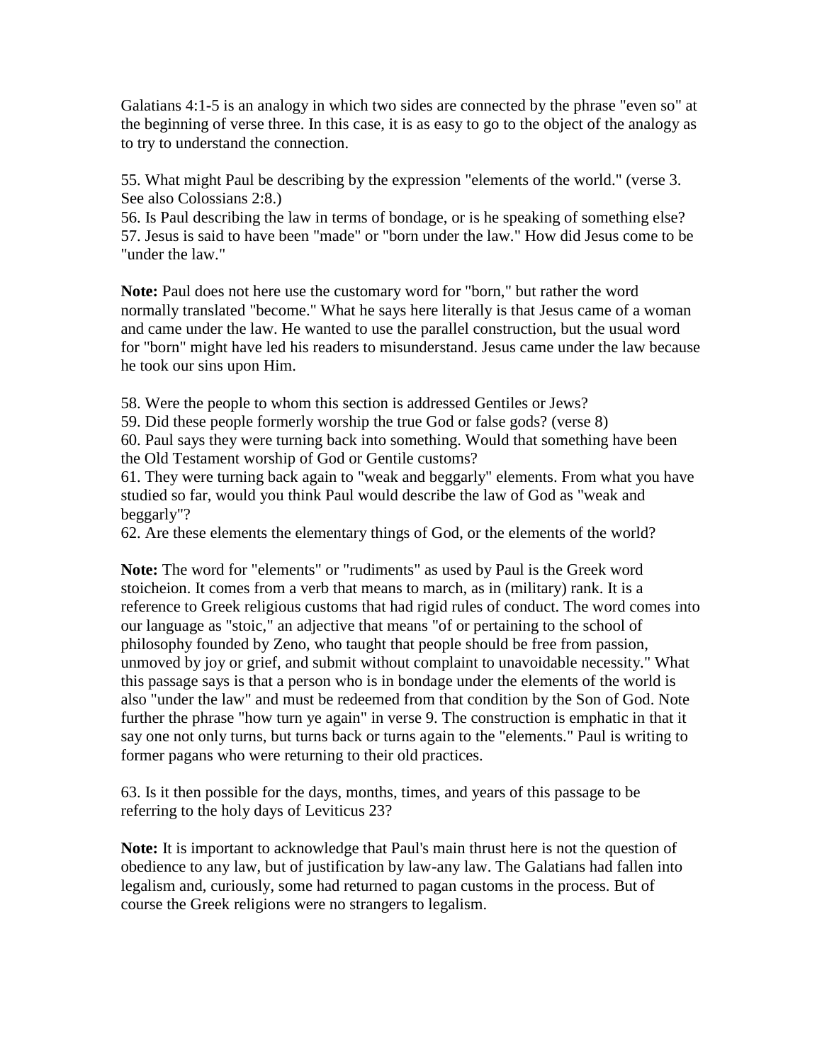Galatians 4:1-5 is an analogy in which two sides are connected by the phrase "even so" at the beginning of verse three. In this case, it is as easy to go to the object of the analogy as to try to understand the connection.

55. What might Paul be describing by the expression "elements of the world." (verse 3. See also Colossians 2:8.)
56. Is Paul describing the law in terms of bondage, or is he speaking of something else?
57. Jesus is said to have been "made" or "born under the law." How did Jesus come to be "under the law."

**Note:** Paul does not here use the customary word for "born," but rather the word normally translated "become." What he says here literally is that Jesus came of a woman and came under the law. He wanted to use the parallel construction, but the usual word for "born" might have led his readers to misunderstand. Jesus came under the law because he took our sins upon Him.

58. Were the people to whom this section is addressed Gentiles or Jews?
59. Did these people formerly worship the true God or false gods? (verse 8)
60. Paul says they were turning back into something. Would that something have been the Old Testament worship of God or Gentile customs?
61. They were turning back again to "weak and beggarly" elements. From what you have studied so far, would you think Paul would describe the law of God as "weak and beggarly"?
62. Are these elements the elementary things of God, or the elements of the world?

**Note:** The word for "elements" or "rudiments" as used by Paul is the Greek word stoicheion. It comes from a verb that means to march, as in (military) rank. It is a reference to Greek religious customs that had rigid rules of conduct. The word comes into our language as "stoic," an adjective that means "of or pertaining to the school of philosophy founded by Zeno, who taught that people should be free from passion, unmoved by joy or grief, and submit without complaint to unavoidable necessity." What this passage says is that a person who is in bondage under the elements of the world is also "under the law" and must be redeemed from that condition by the Son of God. Note further the phrase "how turn ye again" in verse 9. The construction is emphatic in that it say one not only turns, but turns back or turns again to the "elements." Paul is writing to former pagans who were returning to their old practices.

63. Is it then possible for the days, months, times, and years of this passage to be referring to the holy days of Leviticus 23?

**Note:** It is important to acknowledge that Paul's main thrust here is not the question of obedience to any law, but of justification by law-any law. The Galatians had fallen into legalism and, curiously, some had returned to pagan customs in the process. But of course the Greek religions were no strangers to legalism.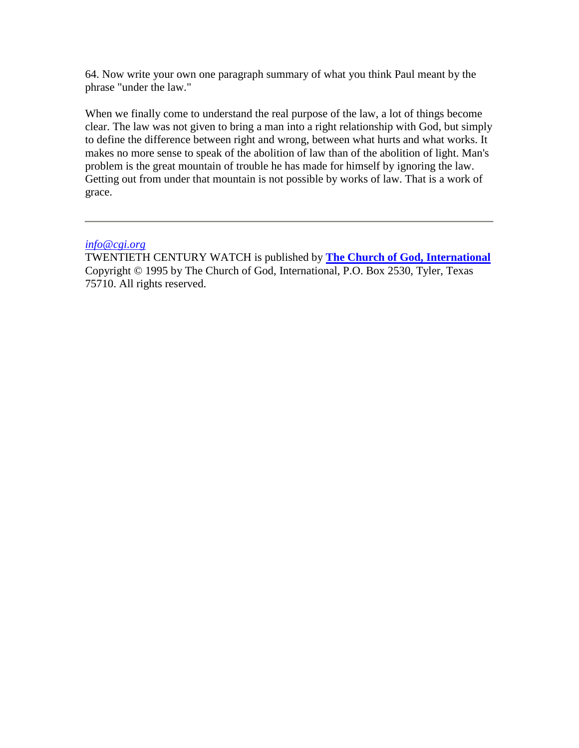64. Now write your own one paragraph summary of what you think Paul meant by the phrase "under the law."

When we finally come to understand the real purpose of the law, a lot of things become clear. The law was not given to bring a man into a right relationship with God, but simply to define the difference between right and wrong, between what hurts and what works. It makes no more sense to speak of the abolition of law than of the abolition of light. Man's problem is the great mountain of trouble he has made for himself by ignoring the law. Getting out from under that mountain is not possible by works of law. That is a work of grace.

---

*info@cgi.org*
TWENTIETH CENTURY WATCH is published by **The Church of God, International**
Copyright © 1995 by The Church of God, International, P.O. Box 2530, Tyler, Texas 75710. All rights reserved.